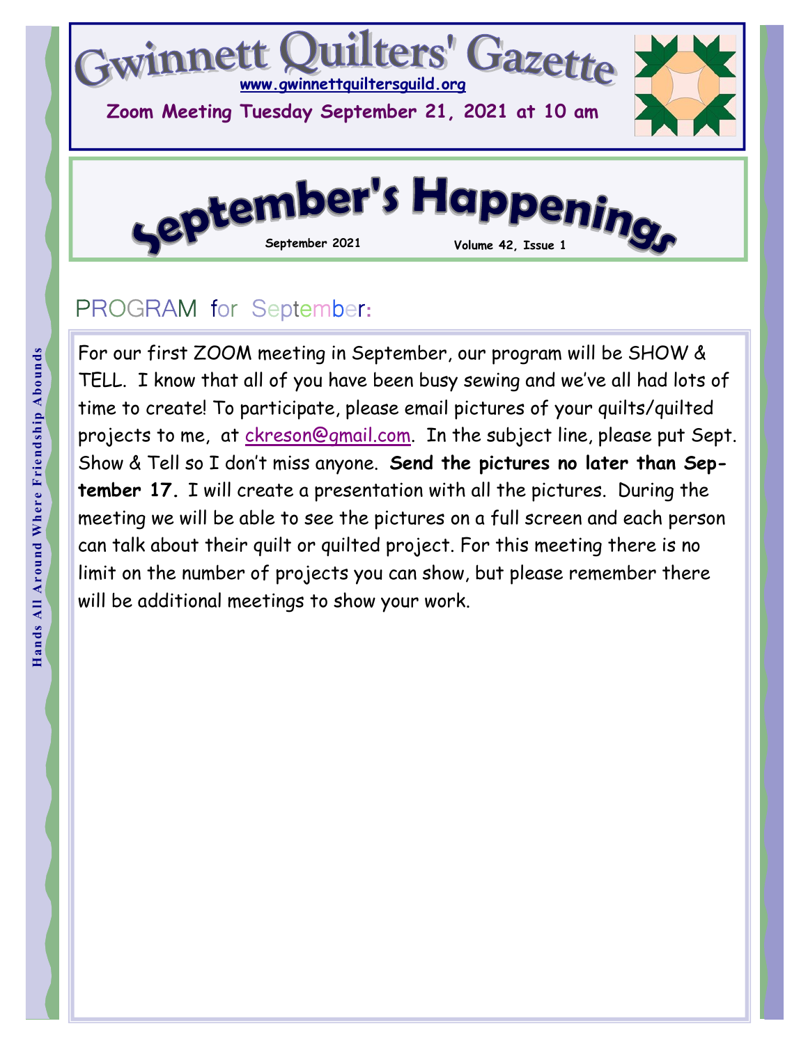# Gwinnett Quilters' Gazette

www.gwinnettquiltersguild.org

**Zoom Meeting Tuesday September 21, 2021 at 10 am**

## September's Happenings

September 2021 — Volume 42, Issue 1

Hands All Around Where Friendship Abounds

### PROGRAM for September:

For our first ZOOM meeting in September, our program will be SHOW & TELL. I know that all of you have been busy sewing and we've all had lots of time to create! To participate, please email pictures of your quilts/quilted projects to me, at ckreson@gmail.com. In the subject line, please put Sept. Show & Tell so I don't miss anyone. **Send the pictures no later than September 17.** I will create a presentation with all the pictures. During the meeting we will be able to see the pictures on a full screen and each person can talk about their quilt or quilted project. For this meeting there is no limit on the number of projects you can show, but please remember there will be additional meetings to show your work.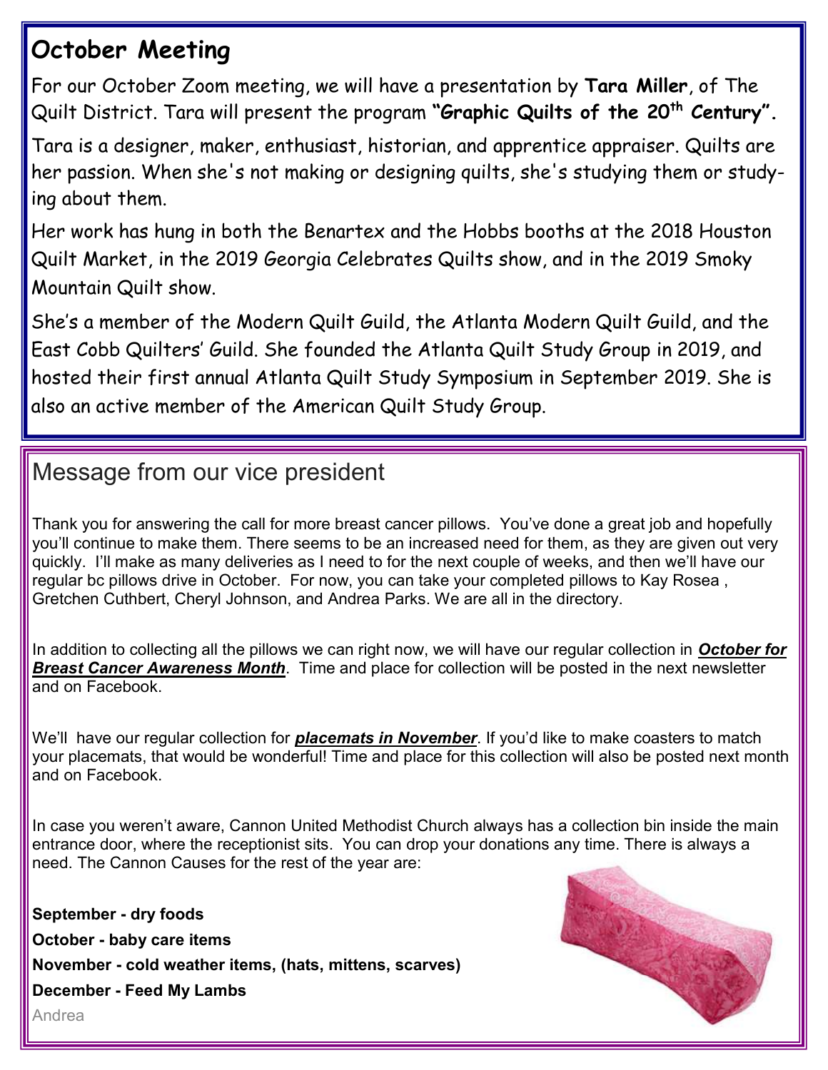## October Meeting

For our October Zoom meeting, we will have a presentation by **Tara Miller**, of The Quilt District. Tara will present the program **"Graphic Quilts of the 20th Century".**

Tara is a designer, maker, enthusiast, historian, and apprentice appraiser. Quilts are her passion. When she's not making or designing quilts, she's studying them or studying about them.

Her work has hung in both the Benartex and the Hobbs booths at the 2018 Houston Quilt Market, in the 2019 Georgia Celebrates Quilts show, and in the 2019 Smoky Mountain Quilt show.

She's a member of the Modern Quilt Guild, the Atlanta Modern Quilt Guild, and the East Cobb Quilters' Guild. She founded the Atlanta Quilt Study Group in 2019, and hosted their first annual Atlanta Quilt Study Symposium in September 2019. She is also an active member of the American Quilt Study Group.

## Message from our vice president

Thank you for answering the call for more breast cancer pillows. You've done a great job and hopefully you'll continue to make them. There seems to be an increased need for them, as they are given out very quickly. I'll make as many deliveries as I need to for the next couple of weeks, and then we'll have our regular bc pillows drive in October. For now, you can take your completed pillows to Kay Rosea , Gretchen Cuthbert, Cheryl Johnson, and Andrea Parks. We are all in the directory.

In addition to collecting all the pillows we can right now, we will have our regular collection in ***October for Breast Cancer Awareness Month***. Time and place for collection will be posted in the next newsletter and on Facebook.

We'll have our regular collection for ***placemats in November***. If you'd like to make coasters to match your placemats, that would be wonderful! Time and place for this collection will also be posted next month and on Facebook.

In case you weren't aware, Cannon United Methodist Church always has a collection bin inside the main entrance door, where the receptionist sits. You can drop your donations any time. There is always a need. The Cannon Causes for the rest of the year are:

**September - dry foods**

**October - baby care items**

**November - cold weather items, (hats, mittens, scarves)**

**December - Feed My Lambs**

Andrea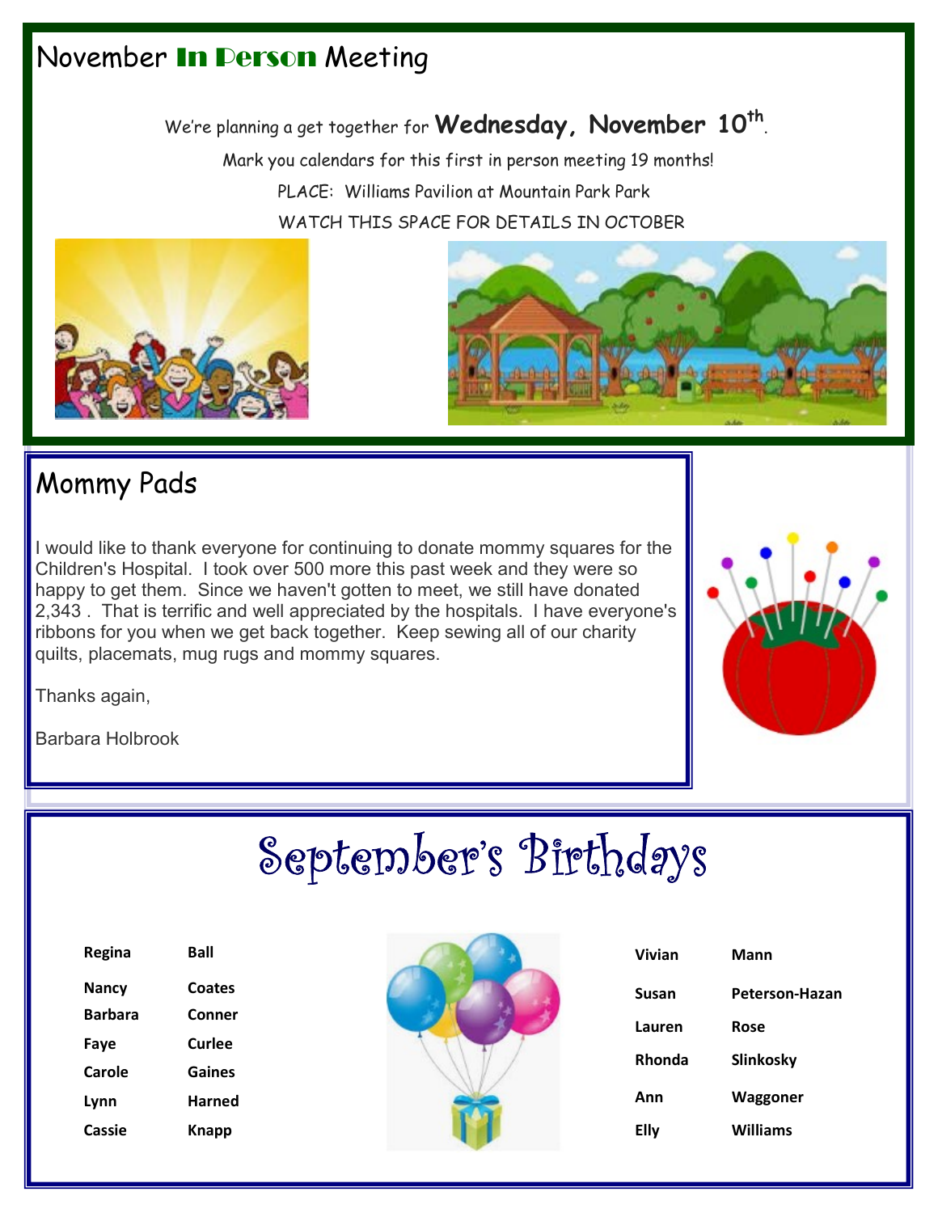## November In Person Meeting

We're planning a get together for **Wednesday, November 10th**.

Mark you calendars for this first in person meeting 19 months!

PLACE: Williams Pavilion at Mountain Park Park

WATCH THIS SPACE FOR DETAILS IN OCTOBER

## Mommy Pads

I would like to thank everyone for continuing to donate mommy squares for the Children's Hospital. I took over 500 more this past week and they were so happy to get them. Since we haven't gotten to meet, we still have donated 2,343 . That is terrific and well appreciated by the hospitals. I have everyone's ribbons for you when we get back together. Keep sewing all of our charity quilts, placemats, mug rugs and mommy squares.

Thanks again,

Barbara Holbrook

## September's Birthdays

| | |
|---|---|
| **Regina** | **Ball** |
| **Nancy** | **Coates** |
| **Barbara** | **Conner** |
| **Faye** | **Curlee** |
| **Carole** | **Gaines** |
| **Lynn** | **Harned** |
| **Cassie** | **Knapp** |
| **Vivian** | **Mann** |
| **Susan** | **Peterson-Hazan** |
| **Lauren** | **Rose** |
| **Rhonda** | **Slinkosky** |
| **Ann** | **Waggoner** |
| **Elly** | **Williams** |